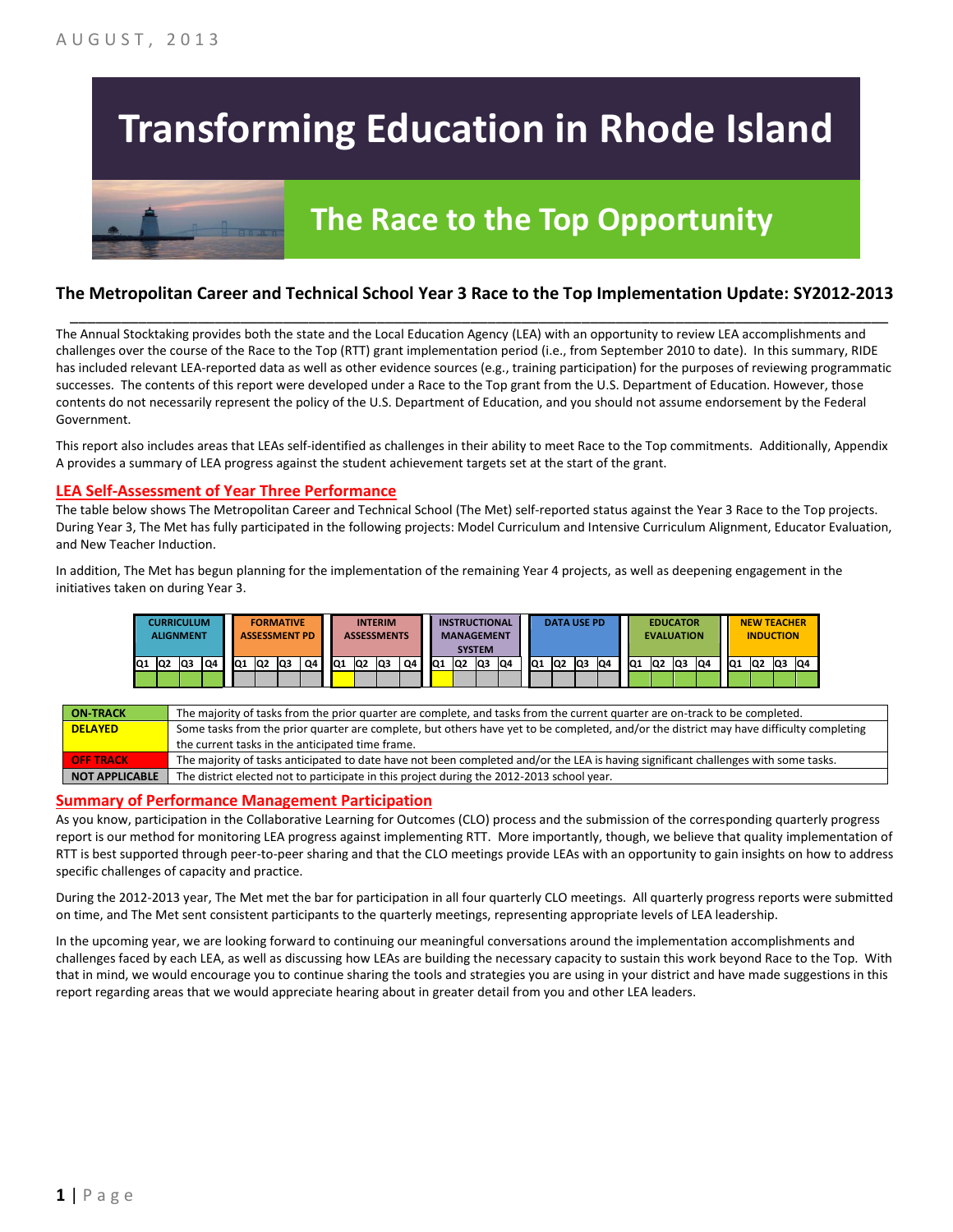AUGUST, 2013

# Transforming Education in Rhode Island

## The Race to the Top Opportunity

### The Metropolitan Career and Technical School Year 3 Race to the Top Implementation Update: SY2012-2013

The Annual Stocktaking provides both the state and the Local Education Agency (LEA) with an opportunity to review LEA accomplishments and challenges over the course of the Race to the Top (RTT) grant implementation period (i.e., from September 2010 to date). In this summary, RIDE has included relevant LEA-reported data as well as other evidence sources (e.g., training participation) for the purposes of reviewing programmatic successes. The contents of this report were developed under a Race to the Top grant from the U.S. Department of Education. However, those contents do not necessarily represent the policy of the U.S. Department of Education, and you should not assume endorsement by the Federal Government.

This report also includes areas that LEAs self-identified as challenges in their ability to meet Race to the Top commitments. Additionally, Appendix A provides a summary of LEA progress against the student achievement targets set at the start of the grant.

## LEA Self-Assessment of Year Three Performance

The table below shows The Metropolitan Career and Technical School (The Met) self-reported status against the Year 3 Race to the Top projects. During Year 3, The Met has fully participated in the following projects: Model Curriculum and Intensive Curriculum Alignment, Educator Evaluation, and New Teacher Induction.

In addition, The Met has begun planning for the implementation of the remaining Year 4 projects, as well as deepening engagement in the initiatives taken on during Year 3.

| Project | Q1 | Q2 | Q3 | Q4 |
|---|---|---|---|---|
| CURRICULUM ALIGNMENT | On-Track | On-Track | On-Track | On-Track |
| FORMATIVE ASSESSMENT PD | Not Applicable | Not Applicable | Not Applicable | Not Applicable |
| INTERIM ASSESSMENTS | Delayed | Not Applicable | Not Applicable | Not Applicable |
| INSTRUCTIONAL MANAGEMENT SYSTEM | Delayed | Not Applicable | Not Applicable | Not Applicable |
| DATA USE PD | Not Applicable | Not Applicable | Not Applicable | Not Applicable |
| EDUCATOR EVALUATION | On-Track | On-Track | On-Track | On-Track |
| NEW TEACHER INDUCTION | On-Track | On-Track | On-Track | On-Track |

| Status | Description |
|---|---|
| ON-TRACK | The majority of tasks from the prior quarter are complete, and tasks from the current quarter are on-track to be completed. |
| DELAYED | Some tasks from the prior quarter are complete, but others have yet to be completed, and/or the district may have difficulty completing the current tasks in the anticipated time frame. |
| OFF TRACK | The majority of tasks anticipated to date have not been completed and/or the LEA is having significant challenges with some tasks. |
| NOT APPLICABLE | The district elected not to participate in this project during the 2012-2013 school year. |

## Summary of Performance Management Participation

As you know, participation in the Collaborative Learning for Outcomes (CLO) process and the submission of the corresponding quarterly progress report is our method for monitoring LEA progress against implementing RTT. More importantly, though, we believe that quality implementation of RTT is best supported through peer-to-peer sharing and that the CLO meetings provide LEAs with an opportunity to gain insights on how to address specific challenges of capacity and practice.

During the 2012-2013 year, The Met met the bar for participation in all four quarterly CLO meetings. All quarterly progress reports were submitted on time, and The Met sent consistent participants to the quarterly meetings, representing appropriate levels of LEA leadership.

In the upcoming year, we are looking forward to continuing our meaningful conversations around the implementation accomplishments and challenges faced by each LEA, as well as discussing how LEAs are building the necessary capacity to sustain this work beyond Race to the Top. With that in mind, we would encourage you to continue sharing the tools and strategies you are using in your district and have made suggestions in this report regarding areas that we would appreciate hearing about in greater detail from you and other LEA leaders.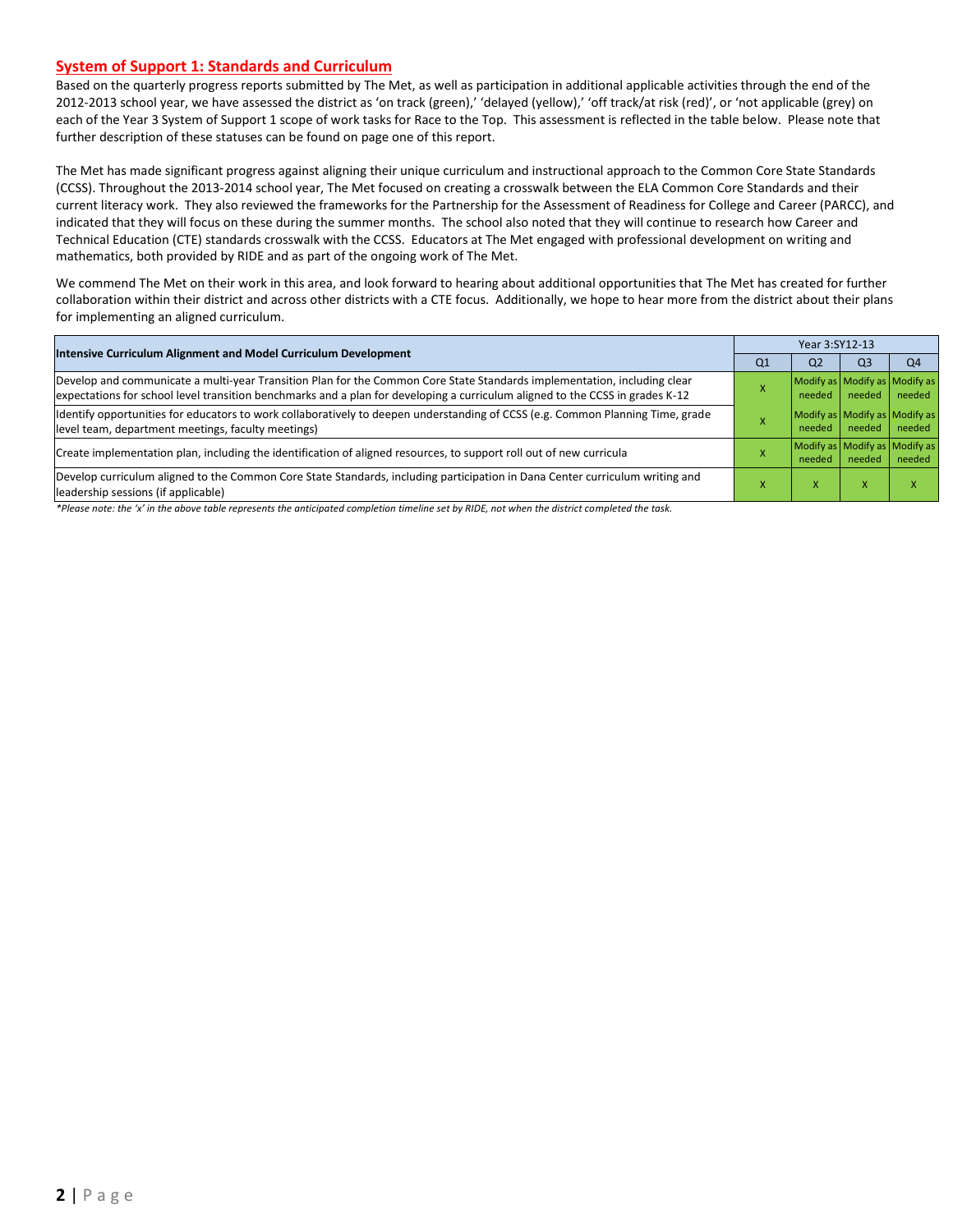## System of Support 1: Standards and Curriculum

Based on the quarterly progress reports submitted by The Met, as well as participation in additional applicable activities through the end of the 2012-2013 school year, we have assessed the district as 'on track (green),' 'delayed (yellow),' 'off track/at risk (red)', or 'not applicable (grey) on each of the Year 3 System of Support 1 scope of work tasks for Race to the Top. This assessment is reflected in the table below. Please note that further description of these statuses can be found on page one of this report.

The Met has made significant progress against aligning their unique curriculum and instructional approach to the Common Core State Standards (CCSS). Throughout the 2013-2014 school year, The Met focused on creating a crosswalk between the ELA Common Core Standards and their current literacy work. They also reviewed the frameworks for the Partnership for the Assessment of Readiness for College and Career (PARCC), and indicated that they will focus on these during the summer months. The school also noted that they will continue to research how Career and Technical Education (CTE) standards crosswalk with the CCSS. Educators at The Met engaged with professional development on writing and mathematics, both provided by RIDE and as part of the ongoing work of The Met.

We commend The Met on their work in this area, and look forward to hearing about additional opportunities that The Met has created for further collaboration within their district and across other districts with a CTE focus. Additionally, we hope to hear more from the district about their plans for implementing an aligned curriculum.

| Intensive Curriculum Alignment and Model Curriculum Development | Year 3:SY12-13 | | | |
|---|---|---|---|---|
| | Q1 | Q2 | Q3 | Q4 |
| Develop and communicate a multi-year Transition Plan for the Common Core State Standards implementation, including clear expectations for school level transition benchmarks and a plan for developing a curriculum aligned to the CCSS in grades K-12 | X | Modify as needed | Modify as needed | Modify as needed |
| Identify opportunities for educators to work collaboratively to deepen understanding of CCSS (e.g. Common Planning Time, grade level team, department meetings, faculty meetings) | X | Modify as needed | Modify as needed | Modify as needed |
| Create implementation plan, including the identification of aligned resources, to support roll out of new curricula | X | Modify as needed | Modify as needed | Modify as needed |
| Develop curriculum aligned to the Common Core State Standards, including participation in Dana Center curriculum writing and leadership sessions (if applicable) | X | X | X | X |

*\*Please note: the 'x' in the above table represents the anticipated completion timeline set by RIDE, not when the district completed the task.*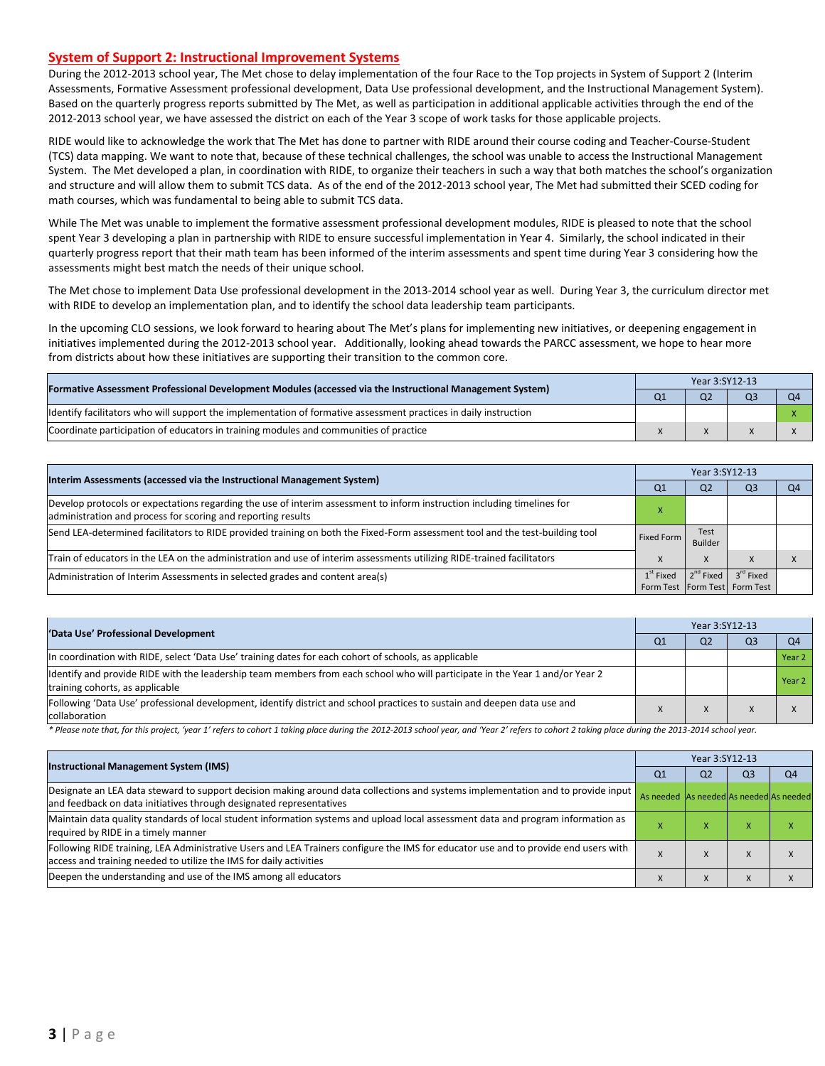## System of Support 2: Instructional Improvement Systems

During the 2012-2013 school year, The Met chose to delay implementation of the four Race to the Top projects in System of Support 2 (Interim Assessments, Formative Assessment professional development, Data Use professional development, and the Instructional Management System). Based on the quarterly progress reports submitted by The Met, as well as participation in additional applicable activities through the end of the 2012-2013 school year, we have assessed the district on each of the Year 3 scope of work tasks for those applicable projects.

RIDE would like to acknowledge the work that The Met has done to partner with RIDE around their course coding and Teacher-Course-Student (TCS) data mapping. We want to note that, because of these technical challenges, the school was unable to access the Instructional Management System. The Met developed a plan, in coordination with RIDE, to organize their teachers in such a way that both matches the school's organization and structure and will allow them to submit TCS data. As of the end of the 2012-2013 school year, The Met had submitted their SCED coding for math courses, which was fundamental to being able to submit TCS data.

While The Met was unable to implement the formative assessment professional development modules, RIDE is pleased to note that the school spent Year 3 developing a plan in partnership with RIDE to ensure successful implementation in Year 4. Similarly, the school indicated in their quarterly progress report that their math team has been informed of the interim assessments and spent time during Year 3 considering how the assessments might best match the needs of their unique school.

The Met chose to implement Data Use professional development in the 2013-2014 school year as well. During Year 3, the curriculum director met with RIDE to develop an implementation plan, and to identify the school data leadership team participants.

In the upcoming CLO sessions, we look forward to hearing about The Met's plans for implementing new initiatives, or deepening engagement in initiatives implemented during the 2012-2013 school year. Additionally, looking ahead towards the PARCC assessment, we hope to hear more from districts about how these initiatives are supporting their transition to the common core.

| Formative Assessment Professional Development Modules (accessed via the Instructional Management System) | Year 3:SY12-13 | | | |
|---|---|---|---|---|
| | Q1 | Q2 | Q3 | Q4 |
| Identify facilitators who will support the implementation of formative assessment practices in daily instruction | | | | X |
| Coordinate participation of educators in training modules and communities of practice | X | X | X | X |

| Interim Assessments (accessed via the Instructional Management System) | Year 3:SY12-13 | | | |
|---|---|---|---|---|
| | Q1 | Q2 | Q3 | Q4 |
| Develop protocols or expectations regarding the use of interim assessment to inform instruction including timelines for administration and process for scoring and reporting results | X | | | |
| Send LEA-determined facilitators to RIDE provided training on both the Fixed-Form assessment tool and the test-building tool | Fixed Form | Test Builder | | |
| Train of educators in the LEA on the administration and use of interim assessments utilizing RIDE-trained facilitators | X | X | X | X |
| Administration of Interim Assessments in selected grades and content area(s) | 1st Fixed Form Test | 2nd Fixed Form Test | 3rd Fixed Form Test | |

| 'Data Use' Professional Development | Year 3:SY12-13 | | | |
|---|---|---|---|---|
| | Q1 | Q2 | Q3 | Q4 |
| In coordination with RIDE, select 'Data Use' training dates for each cohort of schools, as applicable | | | | Year 2 |
| Identify and provide RIDE with the leadership team members from each school who will participate in the Year 1 and/or Year 2 training cohorts, as applicable | | | | Year 2 |
| Following 'Data Use' professional development, identify district and school practices to sustain and deepen data use and collaboration | X | X | X | X |

*\* Please note that, for this project, 'year 1' refers to cohort 1 taking place during the 2012-2013 school year, and 'Year 2' refers to cohort 2 taking place during the 2013-2014 school year.*

| Instructional Management System (IMS) | Year 3:SY12-13 | | | |
|---|---|---|---|---|
| | Q1 | Q2 | Q3 | Q4 |
| Designate an LEA data steward to support decision making around data collections and systems implementation and to provide input and feedback on data initiatives through designated representatives | As needed | As needed | As needed | As needed |
| Maintain data quality standards of local student information systems and upload local assessment data and program information as required by RIDE in a timely manner | X | X | X | X |
| Following RIDE training, LEA Administrative Users and LEA Trainers configure the IMS for educator use and to provide end users with access and training needed to utilize the IMS for daily activities | X | X | X | X |
| Deepen the understanding and use of the IMS among all educators | X | X | X | X |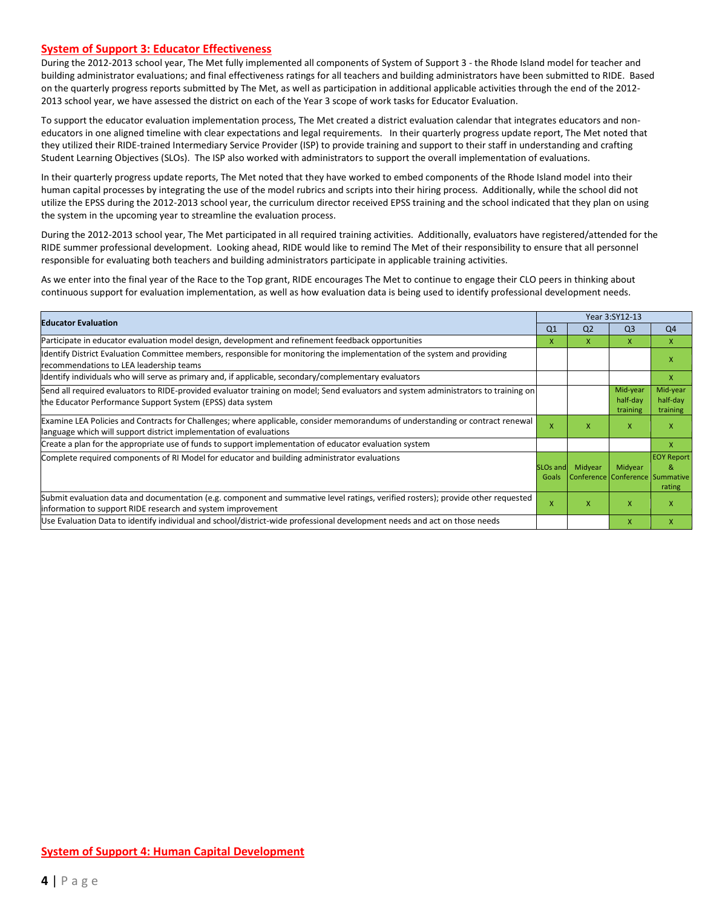## System of Support 3: Educator Effectiveness

During the 2012-2013 school year, The Met fully implemented all components of System of Support 3 - the Rhode Island model for teacher and building administrator evaluations; and final effectiveness ratings for all teachers and building administrators have been submitted to RIDE. Based on the quarterly progress reports submitted by The Met, as well as participation in additional applicable activities through the end of the 2012-2013 school year, we have assessed the district on each of the Year 3 scope of work tasks for Educator Evaluation.

To support the educator evaluation implementation process, The Met created a district evaluation calendar that integrates educators and non-educators in one aligned timeline with clear expectations and legal requirements. In their quarterly progress update report, The Met noted that they utilized their RIDE-trained Intermediary Service Provider (ISP) to provide training and support to their staff in understanding and crafting Student Learning Objectives (SLOs). The ISP also worked with administrators to support the overall implementation of evaluations.

In their quarterly progress update reports, The Met noted that they have worked to embed components of the Rhode Island model into their human capital processes by integrating the use of the model rubrics and scripts into their hiring process. Additionally, while the school did not utilize the EPSS during the 2012-2013 school year, the curriculum director received EPSS training and the school indicated that they plan on using the system in the upcoming year to streamline the evaluation process.

During the 2012-2013 school year, The Met participated in all required training activities. Additionally, evaluators have registered/attended for the RIDE summer professional development. Looking ahead, RIDE would like to remind The Met of their responsibility to ensure that all personnel responsible for evaluating both teachers and building administrators participate in applicable training activities.

As we enter into the final year of the Race to the Top grant, RIDE encourages The Met to continue to engage their CLO peers in thinking about continuous support for evaluation implementation, as well as how evaluation data is being used to identify professional development needs.

| Educator Evaluation | Year 3:SY12-13 | | | |
|---|---|---|---|---|
| | Q1 | Q2 | Q3 | Q4 |
| Participate in educator evaluation model design, development and refinement feedback opportunities | X | X | X | X |
| Identify District Evaluation Committee members, responsible for monitoring the implementation of the system and providing recommendations to LEA leadership teams | | | | X |
| Identify individuals who will serve as primary and, if applicable, secondary/complementary evaluators | | | | X |
| Send all required evaluators to RIDE-provided evaluator training on model; Send evaluators and system administrators to training on the Educator Performance Support System (EPSS) data system | | | Mid-year half-day training | Mid-year half-day training |
| Examine LEA Policies and Contracts for Challenges; where applicable, consider memorandums of understanding or contract renewal language which will support district implementation of evaluations | X | X | X | X |
| Create a plan for the appropriate use of funds to support implementation of educator evaluation system | | | | X |
| Complete required components of RI Model for educator and building administrator evaluations | SLOs and Goals | Midyear Conference | Midyear Conference | EOY Report & Summative rating |
| Submit evaluation data and documentation (e.g. component and summative level ratings, verified rosters); provide other requested information to support RIDE research and system improvement | X | X | X | X |
| Use Evaluation Data to identify individual and school/district-wide professional development needs and act on those needs | | | X | X |

## System of Support 4: Human Capital Development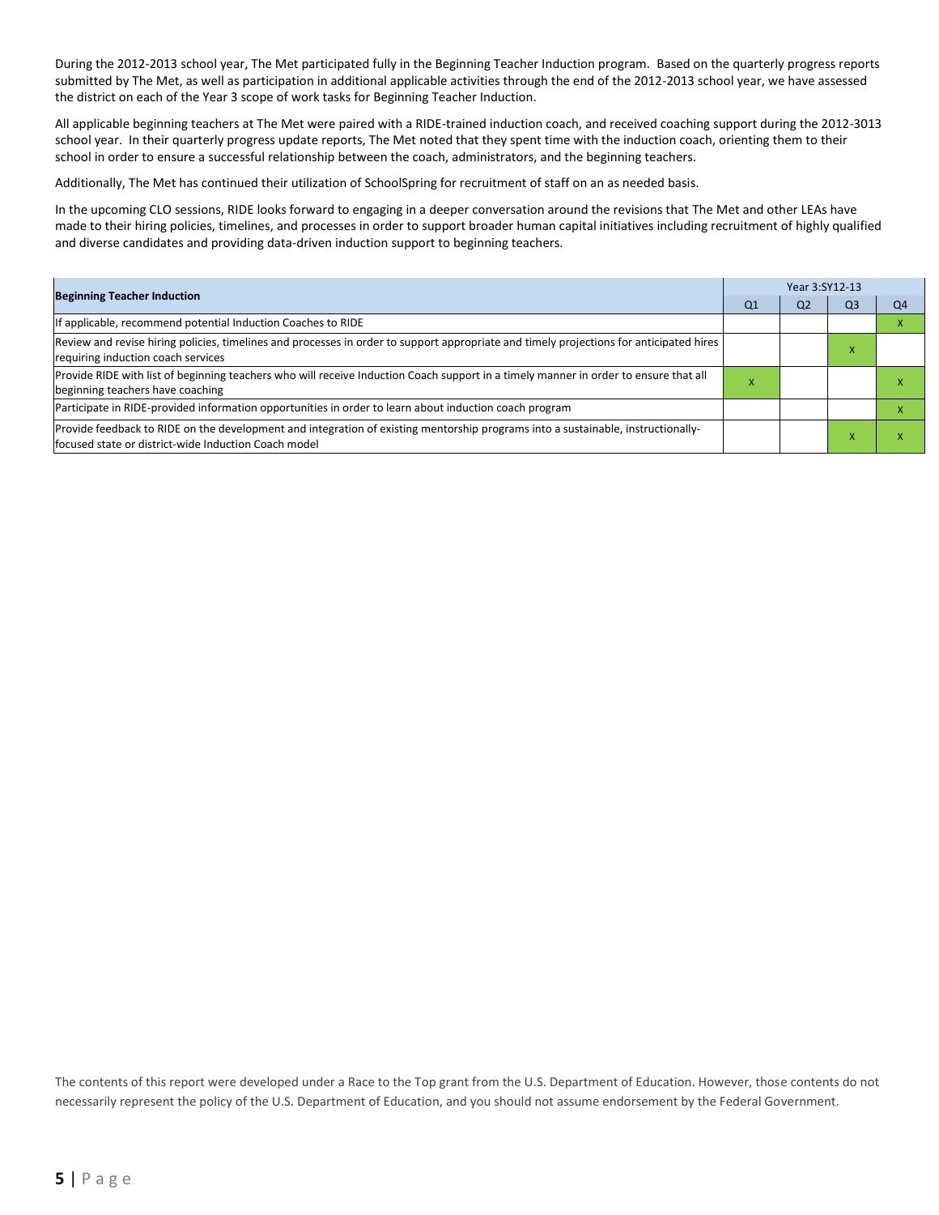During the 2012-2013 school year, The Met participated fully in the Beginning Teacher Induction program. Based on the quarterly progress reports submitted by The Met, as well as participation in additional applicable activities through the end of the 2012-2013 school year, we have assessed the district on each of the Year 3 scope of work tasks for Beginning Teacher Induction.

All applicable beginning teachers at The Met were paired with a RIDE-trained induction coach, and received coaching support during the 2012-3013 school year. In their quarterly progress update reports, The Met noted that they spent time with the induction coach, orienting them to their school in order to ensure a successful relationship between the coach, administrators, and the beginning teachers.

Additionally, The Met has continued their utilization of SchoolSpring for recruitment of staff on an as needed basis.

In the upcoming CLO sessions, RIDE looks forward to engaging in a deeper conversation around the revisions that The Met and other LEAs have made to their hiring policies, timelines, and processes in order to support broader human capital initiatives including recruitment of highly qualified and diverse candidates and providing data-driven induction support to beginning teachers.

| Beginning Teacher Induction | Year 3:SY12-13 | | | |
|---|---|---|---|---|
| | Q1 | Q2 | Q3 | Q4 |
| If applicable, recommend potential Induction Coaches to RIDE | | | | X |
| Review and revise hiring policies, timelines and processes in order to support appropriate and timely projections for anticipated hires requiring induction coach services | | | X | |
| Provide RIDE with list of beginning teachers who will receive Induction Coach support in a timely manner in order to ensure that all beginning teachers have coaching | X | | | X |
| Participate in RIDE-provided information opportunities in order to learn about induction coach program | | | | X |
| Provide feedback to RIDE on the development and integration of existing mentorship programs into a sustainable, instructionally-focused state or district-wide Induction Coach model | | | X | X |

The contents of this report were developed under a Race to the Top grant from the U.S. Department of Education. However, those contents do not necessarily represent the policy of the U.S. Department of Education, and you should not assume endorsement by the Federal Government.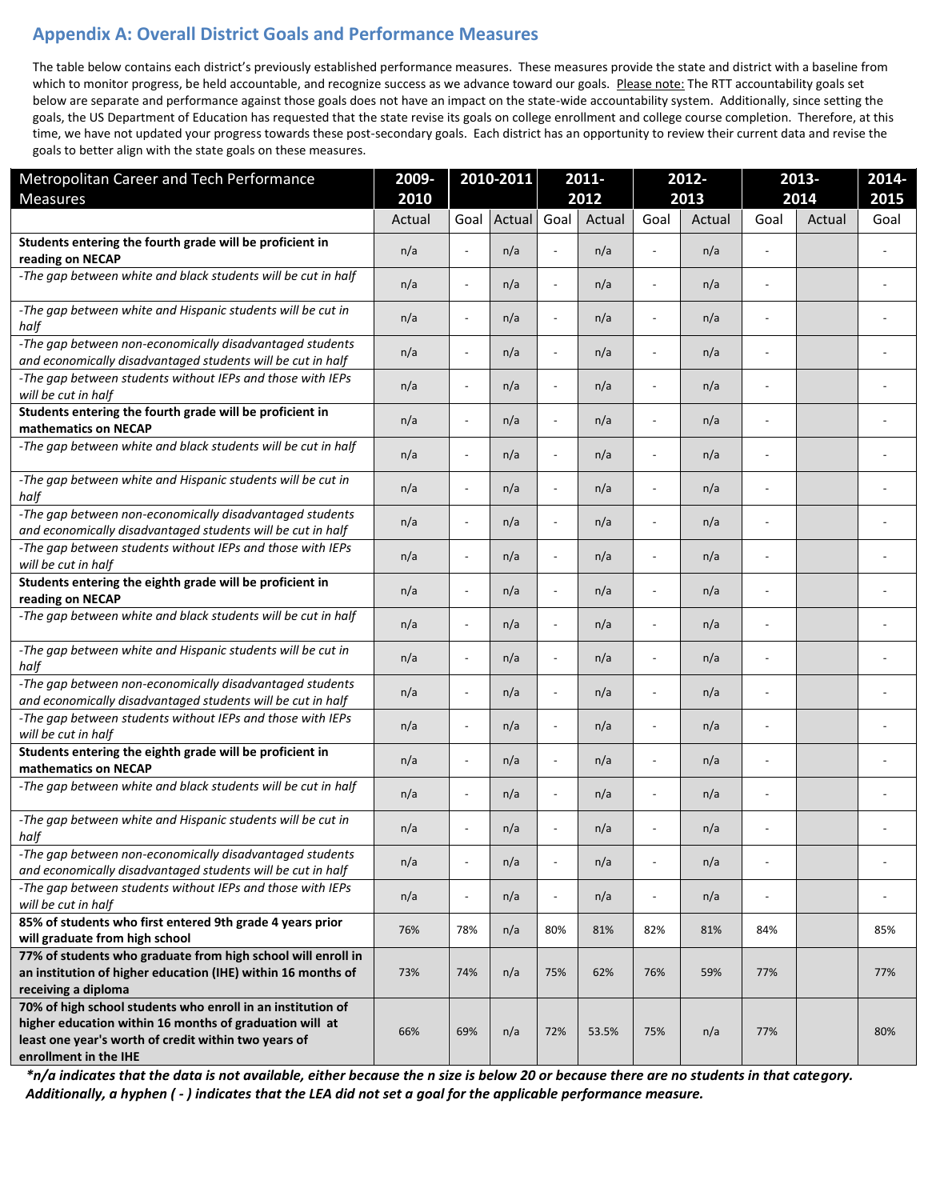## Appendix A: Overall District Goals and Performance Measures

The table below contains each district's previously established performance measures. These measures provide the state and district with a baseline from which to monitor progress, be held accountable, and recognize success as we advance toward our goals. Please note: The RTT accountability goals set below are separate and performance against those goals does not have an impact on the state-wide accountability system. Additionally, since setting the goals, the US Department of Education has requested that the state revise its goals on college enrollment and college course completion. Therefore, at this time, we have not updated your progress towards these post-secondary goals. Each district has an opportunity to review their current data and revise the goals to better align with the state goals on these measures.

| Metropolitan Career and Tech Performance Measures | 2009-2010 | 2010-2011 | | 2011-2012 | | 2012-2013 | | 2013-2014 | | 2014-2015 |
|---|---|---|---|---|---|---|---|---|---|---|
| | Actual | Goal | Actual | Goal | Actual | Goal | Actual | Goal | Actual | Goal |
| **Students entering the fourth grade will be proficient in reading on NECAP** | n/a | - | n/a | - | n/a | - | n/a | - | | - |
| *-The gap between white and black students will be cut in half* | n/a | - | n/a | - | n/a | - | n/a | - | | - |
| *-The gap between white and Hispanic students will be cut in half* | n/a | - | n/a | - | n/a | - | n/a | - | | - |
| *-The gap between non-economically disadvantaged students and economically disadvantaged students will be cut in half* | n/a | - | n/a | - | n/a | - | n/a | - | | - |
| *-The gap between students without IEPs and those with IEPs will be cut in half* | n/a | - | n/a | - | n/a | - | n/a | - | | - |
| **Students entering the fourth grade will be proficient in mathematics on NECAP** | n/a | - | n/a | - | n/a | - | n/a | - | | - |
| *-The gap between white and black students will be cut in half* | n/a | - | n/a | - | n/a | - | n/a | - | | - |
| *-The gap between white and Hispanic students will be cut in half* | n/a | - | n/a | - | n/a | - | n/a | - | | - |
| *-The gap between non-economically disadvantaged students and economically disadvantaged students will be cut in half* | n/a | - | n/a | - | n/a | - | n/a | - | | - |
| *-The gap between students without IEPs and those with IEPs will be cut in half* | n/a | - | n/a | - | n/a | - | n/a | - | | - |
| **Students entering the eighth grade will be proficient in reading on NECAP** | n/a | - | n/a | - | n/a | - | n/a | - | | - |
| *-The gap between white and black students will be cut in half* | n/a | - | n/a | - | n/a | - | n/a | - | | - |
| *-The gap between white and Hispanic students will be cut in half* | n/a | - | n/a | - | n/a | - | n/a | - | | - |
| *-The gap between non-economically disadvantaged students and economically disadvantaged students will be cut in half* | n/a | - | n/a | - | n/a | - | n/a | - | | - |
| *-The gap between students without IEPs and those with IEPs will be cut in half* | n/a | - | n/a | - | n/a | - | n/a | - | | - |
| **Students entering the eighth grade will be proficient in mathematics on NECAP** | n/a | - | n/a | - | n/a | - | n/a | - | | - |
| *-The gap between white and black students will be cut in half* | n/a | - | n/a | - | n/a | - | n/a | - | | - |
| *-The gap between white and Hispanic students will be cut in half* | n/a | - | n/a | - | n/a | - | n/a | - | | - |
| *-The gap between non-economically disadvantaged students and economically disadvantaged students will be cut in half* | n/a | - | n/a | - | n/a | - | n/a | - | | - |
| *-The gap between students without IEPs and those with IEPs will be cut in half* | n/a | - | n/a | - | n/a | - | n/a | - | | - |
| **85% of students who first entered 9th grade 4 years prior will graduate from high school** | 76% | 78% | n/a | 80% | 81% | 82% | 81% | 84% | | 85% |
| **77% of students who graduate from high school will enroll in an institution of higher education (IHE) within 16 months of receiving a diploma** | 73% | 74% | n/a | 75% | 62% | 76% | 59% | 77% | | 77% |
| **70% of high school students who enroll in an institution of higher education within 16 months of graduation will at least one year's worth of credit within two years of enrollment in the IHE** | 66% | 69% | n/a | 72% | 53.5% | 75% | n/a | 77% | | 80% |

***n/a indicates that the data is not available, either because the n size is below 20 or because there are no students in that category. Additionally, a hyphen ( - ) indicates that the LEA did not set a goal for the applicable performance measure.***